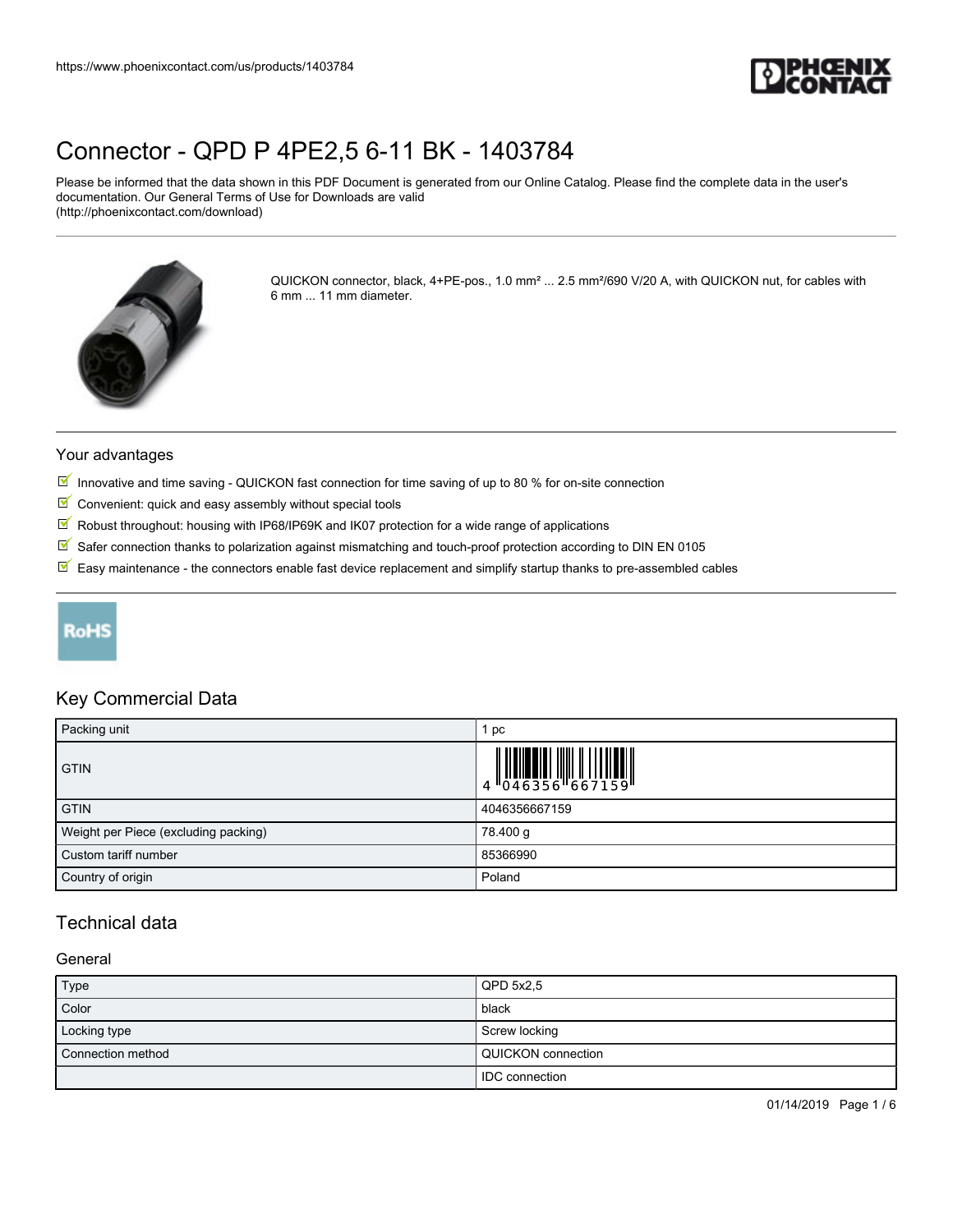# Connector - QPD P 4PE2,5 6-11 BK - 1403784

Please be informed that the data shown in this PDF Document is generated from our Online Catalog. Please find the complete data in the user's documentation. Our General Terms of Use for Downloads are valid (http://phoenixcontact.com/download)

QUICKON connector, black, 4+PE-pos., 1.0 mm² ... 2.5 mm²/690 V/20 A, with QUICKON nut, for cables with 6 mm ... 11 mm diameter.

## Your advantages

- Innovative and time saving - QUICKON fast connection for time saving of up to 80 % for on-site connection
- Convenient: quick and easy assembly without special tools
- Robust throughout: housing with IP68/IP69K and IK07 protection for a wide range of applications
- Safer connection thanks to polarization against mismatching and touch-proof protection according to DIN EN 0105
- Easy maintenance - the connectors enable fast device replacement and simplify startup thanks to pre-assembled cables

RoHS

## Key Commercial Data

| | |
|---|---|
| Packing unit | 1 pc |
| GTIN | 4 046356 667159 |
| GTIN | 4046356667159 |
| Weight per Piece (excluding packing) | 78.400 g |
| Custom tariff number | 85366990 |
| Country of origin | Poland |

## Technical data

### General

| | |
|---|---|
| Type | QPD 5x2,5 |
| Color | black |
| Locking type | Screw locking |
| Connection method | QUICKON connection |
| | IDC connection |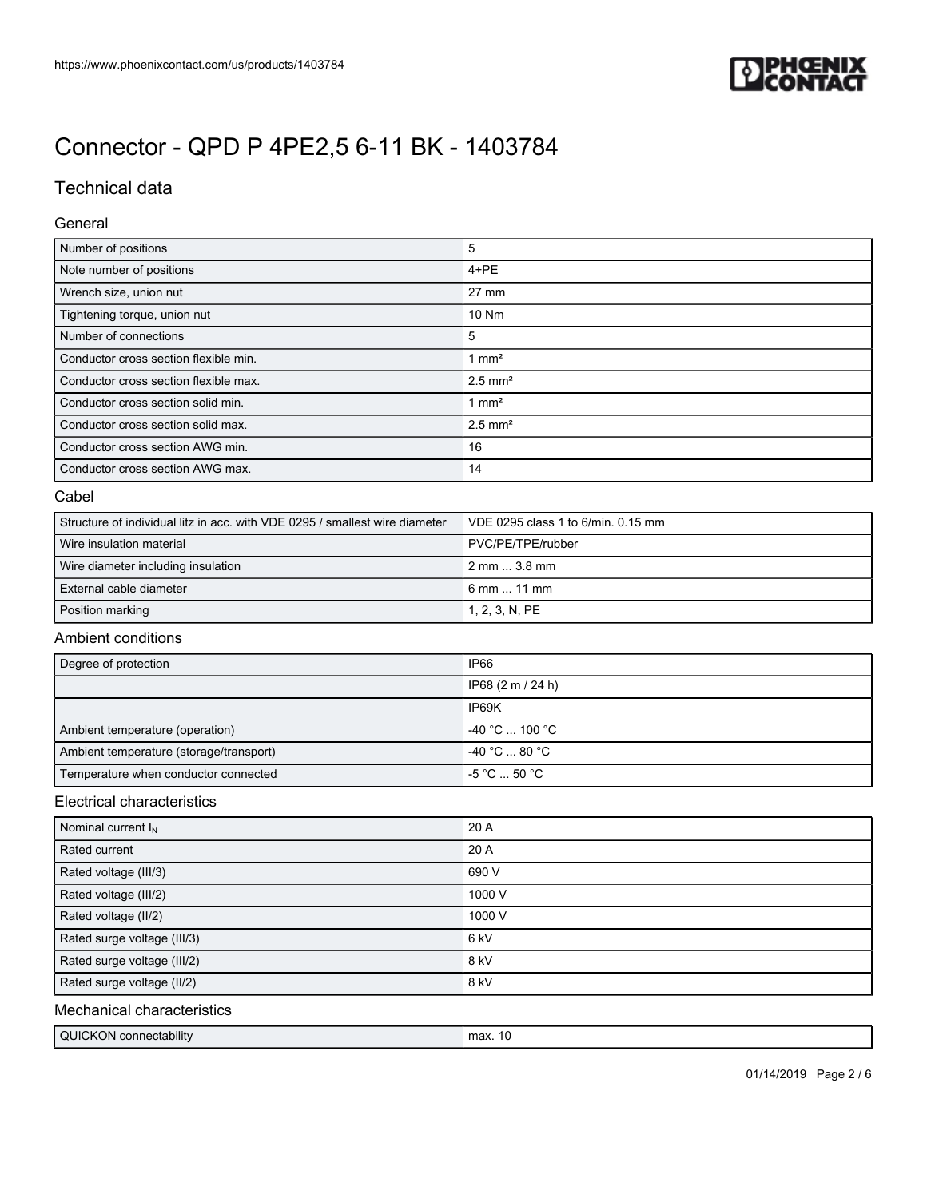# Connector - QPD P 4PE2,5 6-11 BK - 1403784

## Technical data

### General

| | |
|---|---|
| Number of positions | 5 |
| Note number of positions | 4+PE |
| Wrench size, union nut | 27 mm |
| Tightening torque, union nut | 10 Nm |
| Number of connections | 5 |
| Conductor cross section flexible min. | 1 mm² |
| Conductor cross section flexible max. | 2.5 mm² |
| Conductor cross section solid min. | 1 mm² |
| Conductor cross section solid max. | 2.5 mm² |
| Conductor cross section AWG min. | 16 |
| Conductor cross section AWG max. | 14 |

### Cabel

| | |
|---|---|
| Structure of individual litz in acc. with VDE 0295 / smallest wire diameter | VDE 0295 class 1 to 6/min. 0.15 mm |
| Wire insulation material | PVC/PE/TPE/rubber |
| Wire diameter including insulation | 2 mm ... 3.8 mm |
| External cable diameter | 6 mm ... 11 mm |
| Position marking | 1, 2, 3, N, PE |

### Ambient conditions

| | |
|---|---|
| Degree of protection | IP66 |
| | IP68 (2 m / 24 h) |
| | IP69K |
| Ambient temperature (operation) | -40 °C ... 100 °C |
| Ambient temperature (storage/transport) | -40 °C ... 80 °C |
| Temperature when conductor connected | -5 °C ... 50 °C |

### Electrical characteristics

| | |
|---|---|
| Nominal current $I_N$ | 20 A |
| Rated current | 20 A |
| Rated voltage (III/3) | 690 V |
| Rated voltage (III/2) | 1000 V |
| Rated voltage (II/2) | 1000 V |
| Rated surge voltage (III/3) | 6 kV |
| Rated surge voltage (III/2) | 8 kV |
| Rated surge voltage (II/2) | 8 kV |

### Mechanical characteristics

| | |
|---|---|
| QUICKON connectability | max. 10 |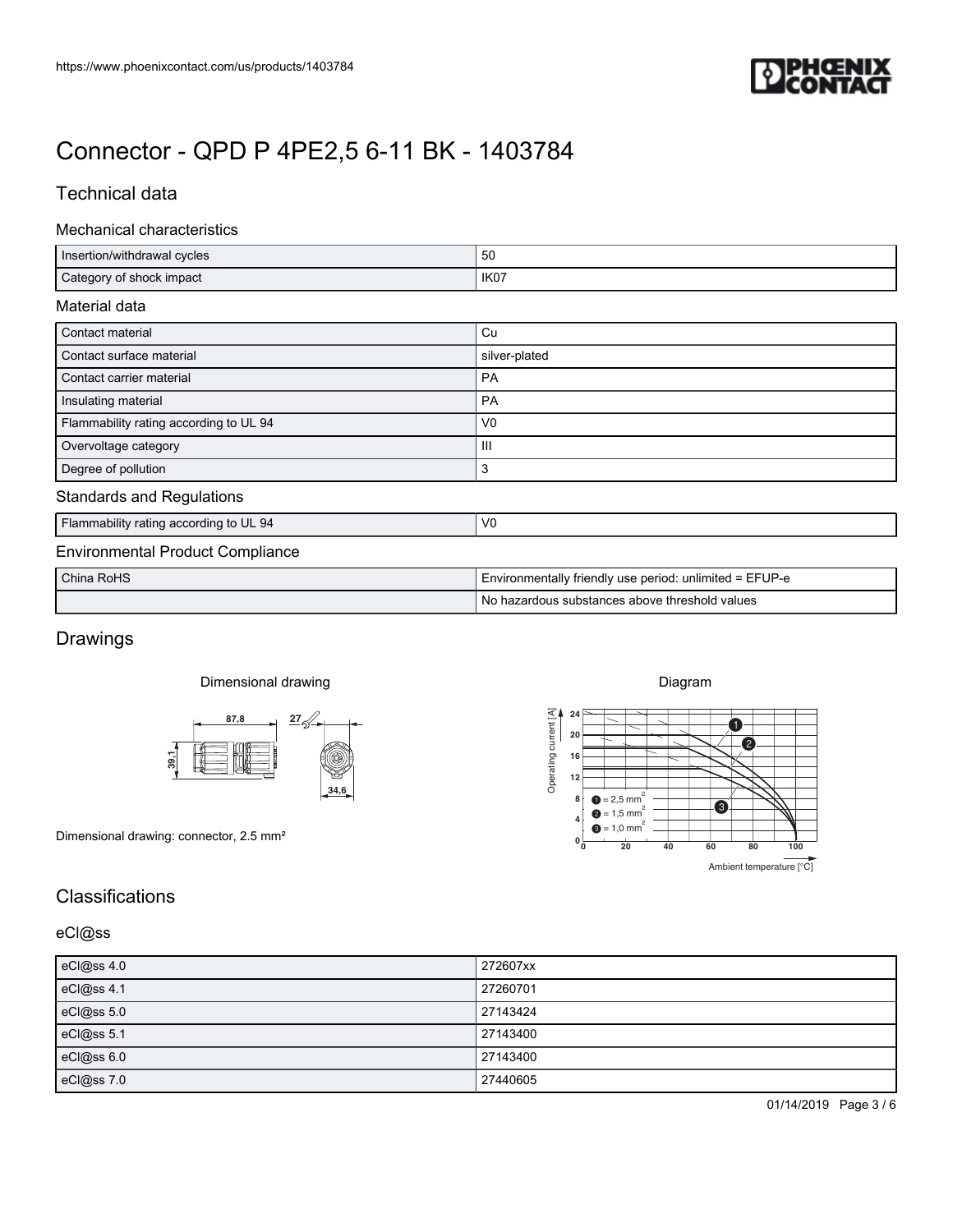# Connector - QPD P 4PE2,5 6-11 BK - 1403784

## Technical data

### Mechanical characteristics

| Insertion/withdrawal cycles | 50 |
|---|---|
| Category of shock impact | IK07 |

### Material data

| Contact material | Cu |
|---|---|
| Contact surface material | silver-plated |
| Contact carrier material | PA |
| Insulating material | PA |
| Flammability rating according to UL 94 | V0 |
| Overvoltage category | III |
| Degree of pollution | 3 |

### Standards and Regulations

| Flammability rating according to UL 94 | V0 |
|---|---|

### Environmental Product Compliance

| China RoHS | Environmentally friendly use period: unlimited = EFUP-e |
|---|---|
| | No hazardous substances above threshold values |

## Drawings

Dimensional drawing

Dimensional drawing: connector, 2.5 mm²

Diagram

## Classifications

### eCl@ss

| eCl@ss 4.0 | 272607xx |
|---|---|
| eCl@ss 4.1 | 27260701 |
| eCl@ss 5.0 | 27143424 |
| eCl@ss 5.1 | 27143400 |
| eCl@ss 6.0 | 27143400 |
| eCl@ss 7.0 | 27440605 |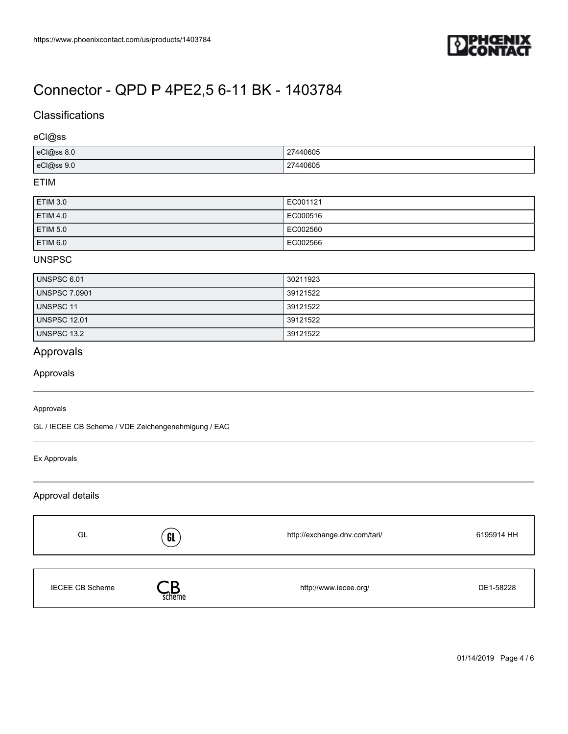# Connector - QPD P 4PE2,5 6-11 BK - 1403784

## Classifications

### eCl@ss

| | |
|---|---|
| eCl@ss 8.0 | 27440605 |
| eCl@ss 9.0 | 27440605 |

### ETIM

| | |
|---|---|
| ETIM 3.0 | EC001121 |
| ETIM 4.0 | EC000516 |
| ETIM 5.0 | EC002560 |
| ETIM 6.0 | EC002566 |

### UNSPSC

| | |
|---|---|
| UNSPSC 6.01 | 30211923 |
| UNSPSC 7.0901 | 39121522 |
| UNSPSC 11 | 39121522 |
| UNSPSC 12.01 | 39121522 |
| UNSPSC 13.2 | 39121522 |

## Approvals

### Approvals

Approvals

GL / IECEE CB Scheme / VDE Zeichengenehmigung / EAC

Ex Approvals

### Approval details

| | | | |
|---|---|---|---|
| GL | GL | http://exchange.dnv.com/tari/ | 6195914 HH |

| | | | |
|---|---|---|---|
| IECEE CB Scheme | CB scheme | http://www.iecee.org/ | DE1-58228 |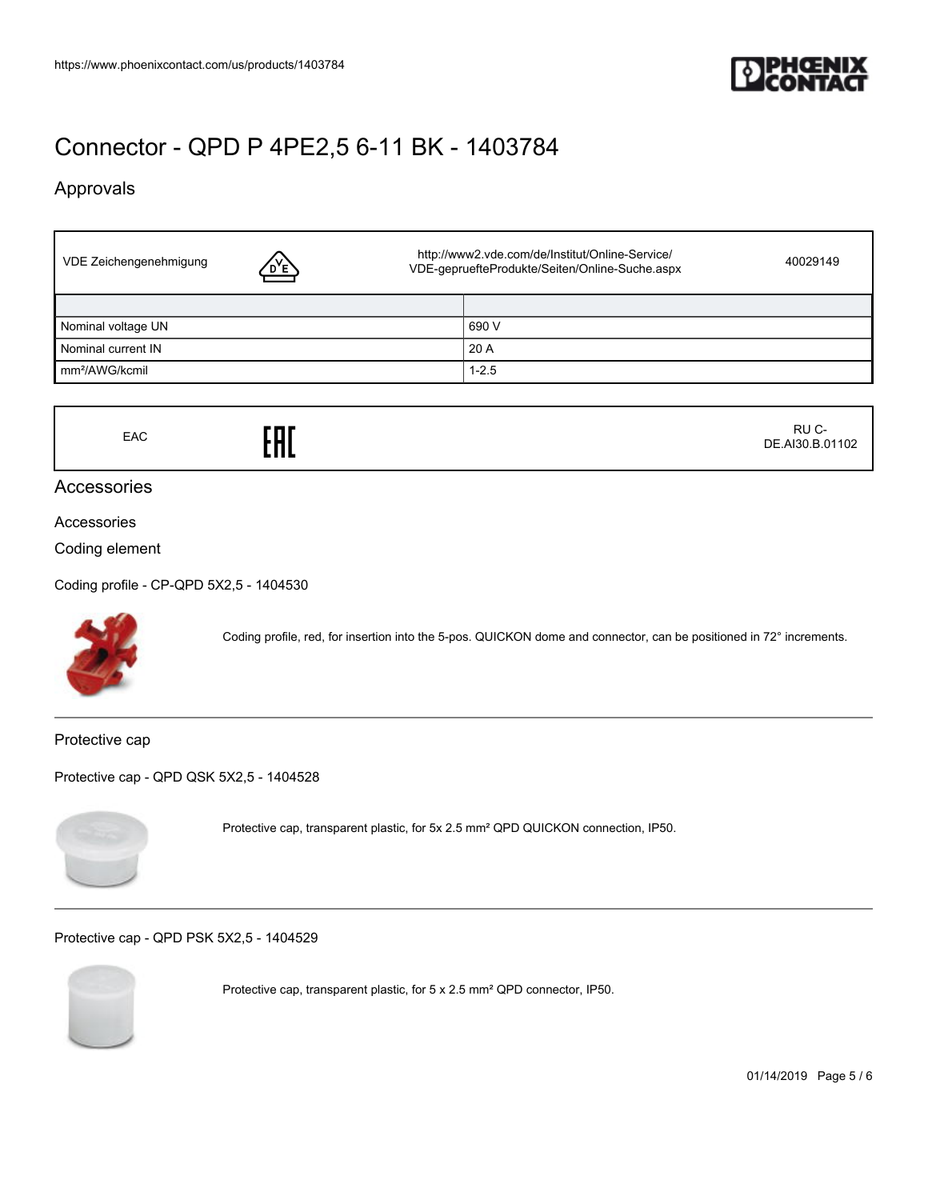# Connector - QPD P 4PE2,5 6-11 BK - 1403784

## Approvals

| VDE Zeichengenehmigung | | http://www2.vde.com/de/Institut/Online-Service/VDE-gepruefteProdukte/Seiten/Online-Suche.aspx | 40029149 |
|---|---|---|---|

| | |
|---|---|
| Nominal voltage UN | 690 V |
| Nominal current IN | 20 A |
| mm²/AWG/kcmil | 1-2.5 |

| EAC | | RU C-DE.AI30.B.01102 |
|---|---|---|

## Accessories

### Accessories

### Coding element

Coding profile - CP-QPD 5X2,5 - 1404530

Coding profile, red, for insertion into the 5-pos. QUICKON dome and connector, can be positioned in 72° increments.

---

### Protective cap

Protective cap - QPD QSK 5X2,5 - 1404528

Protective cap, transparent plastic, for 5x 2.5 mm² QPD QUICKON connection, IP50.

---

Protective cap - QPD PSK 5X2,5 - 1404529

Protective cap, transparent plastic, for 5 x 2.5 mm² QPD connector, IP50.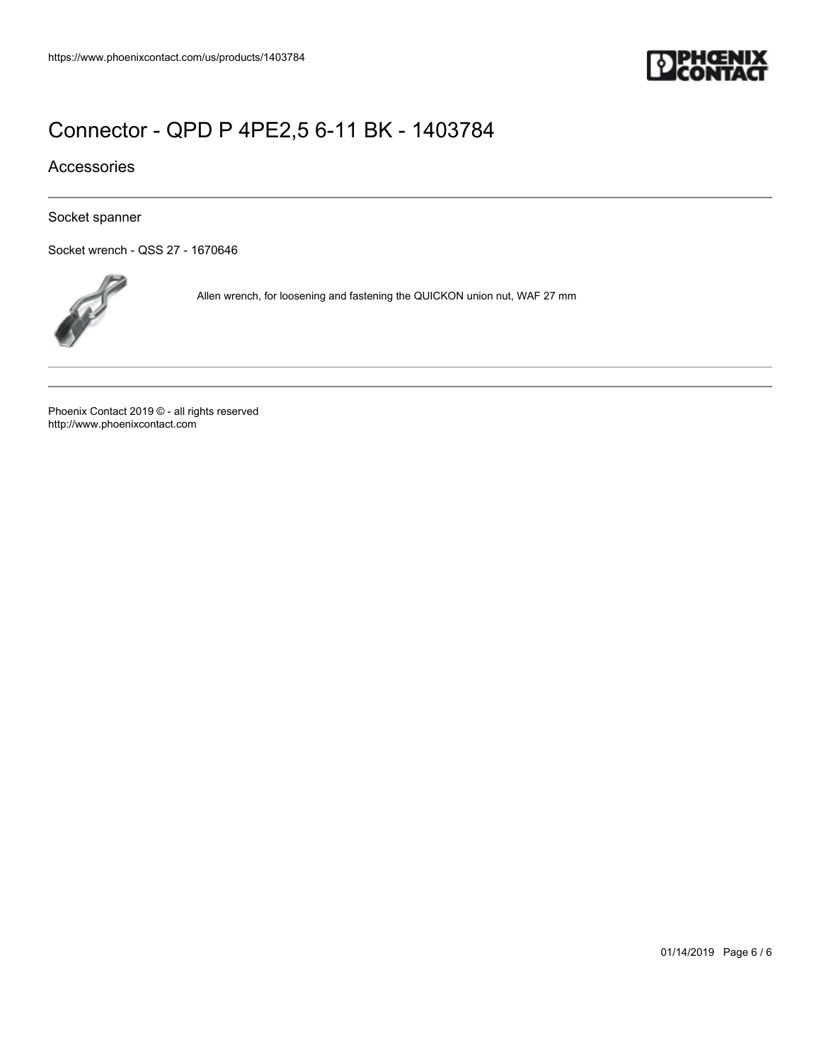# Connector - QPD P 4PE2,5 6-11 BK - 1403784

## Accessories

### Socket spanner

Socket wrench - QSS 27 - 1670646

Allen wrench, for loosening and fastening the QUICKON union nut, WAF 27 mm

Phoenix Contact 2019 © - all rights reserved
http://www.phoenixcontact.com